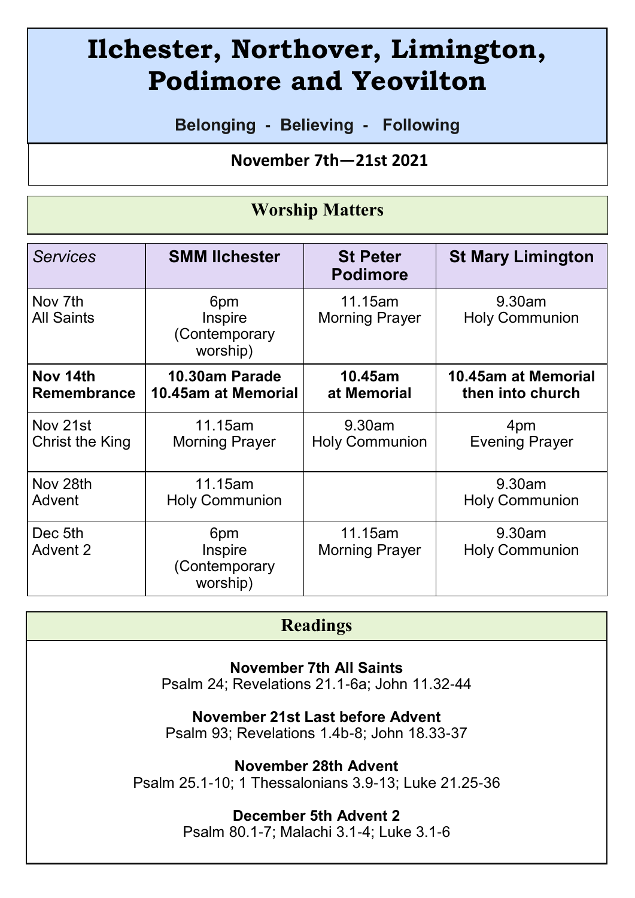# Ilchester, Northover, Limington, Podimore and Yeovilton

**Belonging - Believing - Following**

**November 7th—21st 2021**

## Worship Matters

| *Services* | **SMM Ilchester** | **St Peter Podimore** | **St Mary Limington** |
|---|---|---|---|
| Nov 7th All Saints | 6pm Inspire (Contemporary worship) | 11.15am Morning Prayer | 9.30am Holy Communion |
| **Nov 14th Remembrance** | **10.30am Parade 10.45am at Memorial** | **10.45am at Memorial** | **10.45am at Memorial then into church** |
| Nov 21st Christ the King | 11.15am Morning Prayer | 9.30am Holy Communion | 4pm Evening Prayer |
| Nov 28th Advent | 11.15am Holy Communion | | 9.30am Holy Communion |
| Dec 5th Advent 2 | 6pm Inspire (Contemporary worship) | 11.15am Morning Prayer | 9.30am Holy Communion |

## Readings

**November 7th All Saints**
Psalm 24; Revelations 21.1-6a; John 11.32-44

**November 21st Last before Advent**
Psalm 93; Revelations 1.4b-8; John 18.33-37

**November 28th Advent**
Psalm 25.1-10; 1 Thessalonians 3.9-13; Luke 21.25-36

**December 5th Advent 2**
Psalm 80.1-7; Malachi 3.1-4; Luke 3.1-6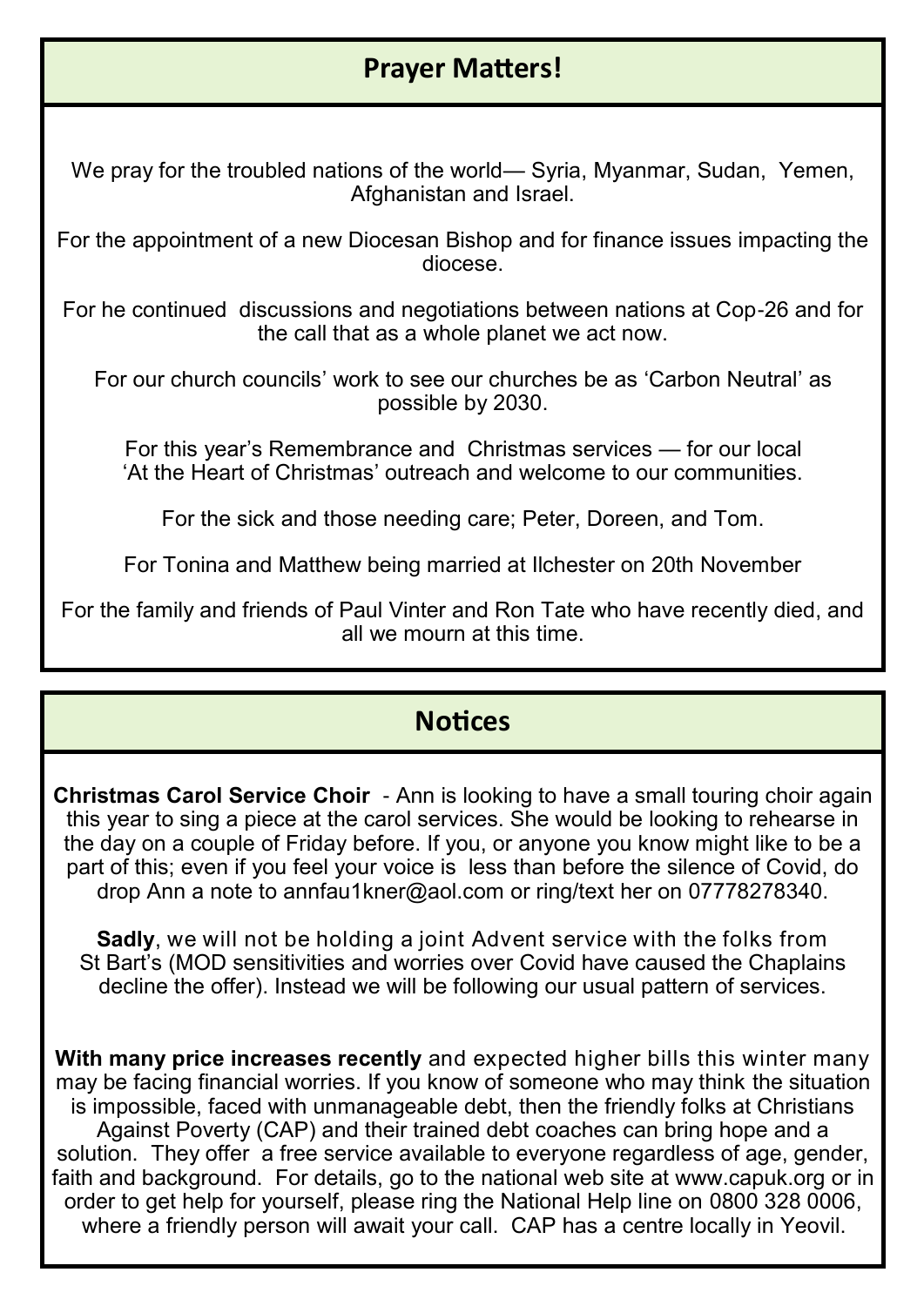## Prayer Matters!

We pray for the troubled nations of the world— Syria, Myanmar, Sudan, Yemen, Afghanistan and Israel.

For the appointment of a new Diocesan Bishop and for finance issues impacting the diocese.

For he continued discussions and negotiations between nations at Cop-26 and for the call that as a whole planet we act now.

For our church councils' work to see our churches be as 'Carbon Neutral' as possible by 2030.

For this year's Remembrance and Christmas services — for our local 'At the Heart of Christmas' outreach and welcome to our communities.

For the sick and those needing care; Peter, Doreen, and Tom.

For Tonina and Matthew being married at Ilchester on 20th November

For the family and friends of Paul Vinter and Ron Tate who have recently died, and all we mourn at this time.

## Notices

**Christmas Carol Service Choir** - Ann is looking to have a small touring choir again this year to sing a piece at the carol services. She would be looking to rehearse in the day on a couple of Friday before. If you, or anyone you know might like to be a part of this; even if you feel your voice is less than before the silence of Covid, do drop Ann a note to annfau1kner@aol.com or ring/text her on 07778278340.

**Sadly**, we will not be holding a joint Advent service with the folks from St Bart's (MOD sensitivities and worries over Covid have caused the Chaplains decline the offer). Instead we will be following our usual pattern of services.

**With many price increases recently** and expected higher bills this winter many may be facing financial worries. If you know of someone who may think the situation is impossible, faced with unmanageable debt, then the friendly folks at Christians Against Poverty (CAP) and their trained debt coaches can bring hope and a solution. They offer a free service available to everyone regardless of age, gender, faith and background. For details, go to the national web site at www.capuk.org or in order to get help for yourself, please ring the National Help line on 0800 328 0006, where a friendly person will await your call. CAP has a centre locally in Yeovil.